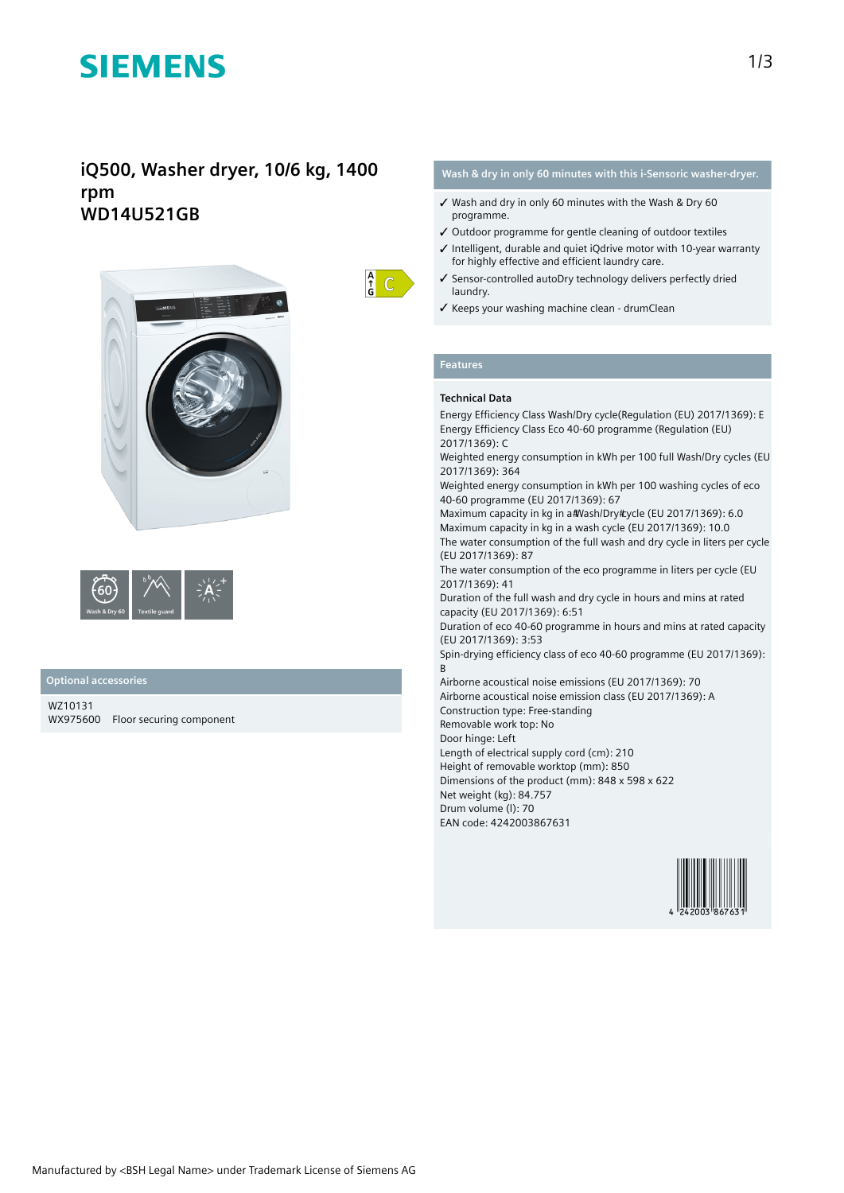# SIEMENS

## iQ500, Washer dryer, 10/6 kg, 1400 rpm
## WD14U521GB

Wash & Dry 60

Textile guard

### Optional accessories

WZ10131
WX975600 Floor securing component

### Wash & dry in only 60 minutes with this i-Sensoric washer-dryer.

- ✓ Wash and dry in only 60 minutes with the Wash & Dry 60 programme.
- ✓ Outdoor programme for gentle cleaning of outdoor textiles
- ✓ Intelligent, durable and quiet iQdrive motor with 10-year warranty for highly effective and efficient laundry care.
- ✓ Sensor-controlled autoDry technology delivers perfectly dried laundry.
- ✓ Keeps your washing machine clean - drumClean

### Features

**Technical Data**

Energy Efficiency Class Wash/Dry cycle(Regulation (EU) 2017/1369): E
Energy Efficiency Class Eco 40-60 programme (Regulation (EU) 2017/1369): C
Weighted energy consumption in kWh per 100 full Wash/Dry cycles (EU 2017/1369): 364
Weighted energy consumption in kWh per 100 washing cycles of eco 40-60 programme (EU 2017/1369): 67
Maximum capacity in kg in a#Wash/Dry#cycle (EU 2017/1369): 6.0
Maximum capacity in kg in a wash cycle (EU 2017/1369): 10.0
The water consumption of the full wash and dry cycle in liters per cycle (EU 2017/1369): 87
The water consumption of the eco programme in liters per cycle (EU 2017/1369): 41
Duration of the full wash and dry cycle in hours and mins at rated capacity (EU 2017/1369): 6:51
Duration of eco 40-60 programme in hours and mins at rated capacity (EU 2017/1369): 3:53
Spin-drying efficiency class of eco 40-60 programme (EU 2017/1369): B
Airborne acoustical noise emissions (EU 2017/1369): 70
Airborne acoustical noise emission class (EU 2017/1369): A
Construction type: Free-standing
Removable work top: No
Door hinge: Left
Length of electrical supply cord (cm): 210
Height of removable worktop (mm): 850
Dimensions of the product (mm): 848 x 598 x 622
Net weight (kg): 84.757
Drum volume (l): 70
EAN code: 4242003867631

Manufactured by <BSH Legal Name> under Trademark License of Siemens AG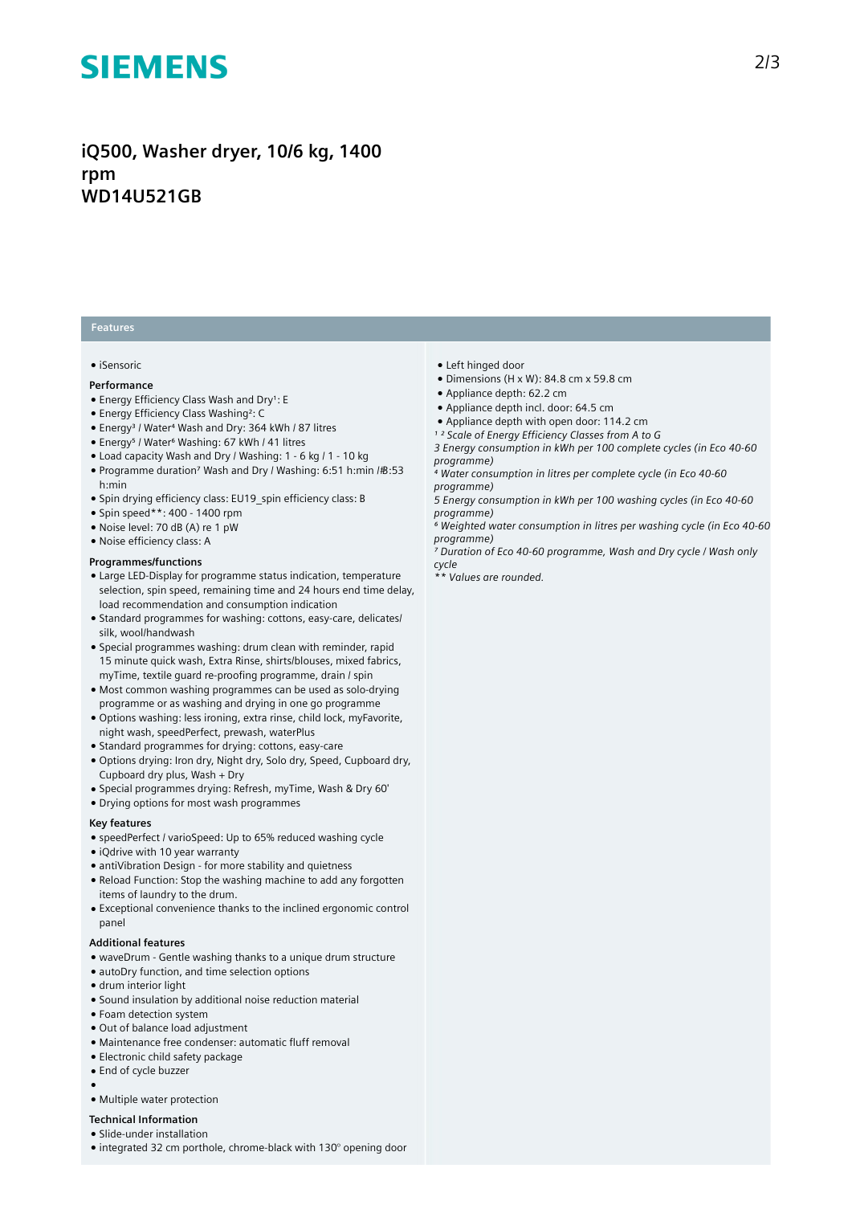# iQ500, Washer dryer, 10/6 kg, 1400 rpm
# WD14U521GB

## Features

- iSensoric

### Performance

- Energy Efficiency Class Wash and Dry[1]: E
- Energy Efficiency Class Washing[2]: C
- Energy[3] / Water[4] Wash and Dry: 364 kWh / 87 litres
- Energy[5] / Water[6] Washing: 67 kWh / 41 litres
- Load capacity Wash and Dry / Washing: 1 - 6 kg / 1 - 10 kg
- Programme duration[7] Wash and Dry / Washing: 6:51 h:min /#3:53 h:min
- Spin drying efficiency class: EU19_spin efficiency class: B
- Spin speed**: 400 - 1400 rpm
- Noise level: 70 dB (A) re 1 pW
- Noise efficiency class: A

### Programmes/functions

- Large LED-Display for programme status indication, temperature selection, spin speed, remaining time and 24 hours end time delay, load recommendation and consumption indication
- Standard programmes for washing: cottons, easy-care, delicates/silk, wool/handwash
- Special programmes washing: drum clean with reminder, rapid 15 minute quick wash, Extra Rinse, shirts/blouses, mixed fabrics, myTime, textile guard re-proofing programme, drain / spin
- Most common washing programmes can be used as solo-drying programme or as washing and drying in one go programme
- Options washing: less ironing, extra rinse, child lock, myFavorite, night wash, speedPerfect, prewash, waterPlus
- Standard programmes for drying: cottons, easy-care
- Options drying: Iron dry, Night dry, Solo dry, Speed, Cupboard dry, Cupboard dry plus, Wash + Dry
- Special programmes drying: Refresh, myTime, Wash & Dry 60'
- Drying options for most wash programmes

### Key features

- speedPerfect / varioSpeed: Up to 65% reduced washing cycle
- iQdrive with 10 year warranty
- antiVibration Design - for more stability and quietness
- Reload Function: Stop the washing machine to add any forgotten items of laundry to the drum.
- Exceptional convenience thanks to the inclined ergonomic control panel

### Additional features

- waveDrum - Gentle washing thanks to a unique drum structure
- autoDry function, and time selection options
- drum interior light
- Sound insulation by additional noise reduction material
- Foam detection system
- Out of balance load adjustment
- Maintenance free condenser: automatic fluff removal
- Electronic child safety package
- End of cycle buzzer
- 
- Multiple water protection

### Technical Information

- Slide-under installation
- integrated 32 cm porthole, chrome-black with 130° opening door
- Left hinged door
- Dimensions (H x W): 84.8 cm x 59.8 cm
- Appliance depth: 62.2 cm
- Appliance depth incl. door: 64.5 cm
- Appliance depth with open door: 114.2 cm

*[1] [2] Scale of Energy Efficiency Classes from A to G*

*3 Energy consumption in kWh per 100 complete cycles (in Eco 40-60 programme)*

*[4] Water consumption in litres per complete cycle (in Eco 40-60 programme)*

*5 Energy consumption in kWh per 100 washing cycles (in Eco 40-60 programme)*

*[6] Weighted water consumption in litres per washing cycle (in Eco 40-60 programme)*

*[7] Duration of Eco 40-60 programme, Wash and Dry cycle / Wash only cycle*

*\** Values are rounded.*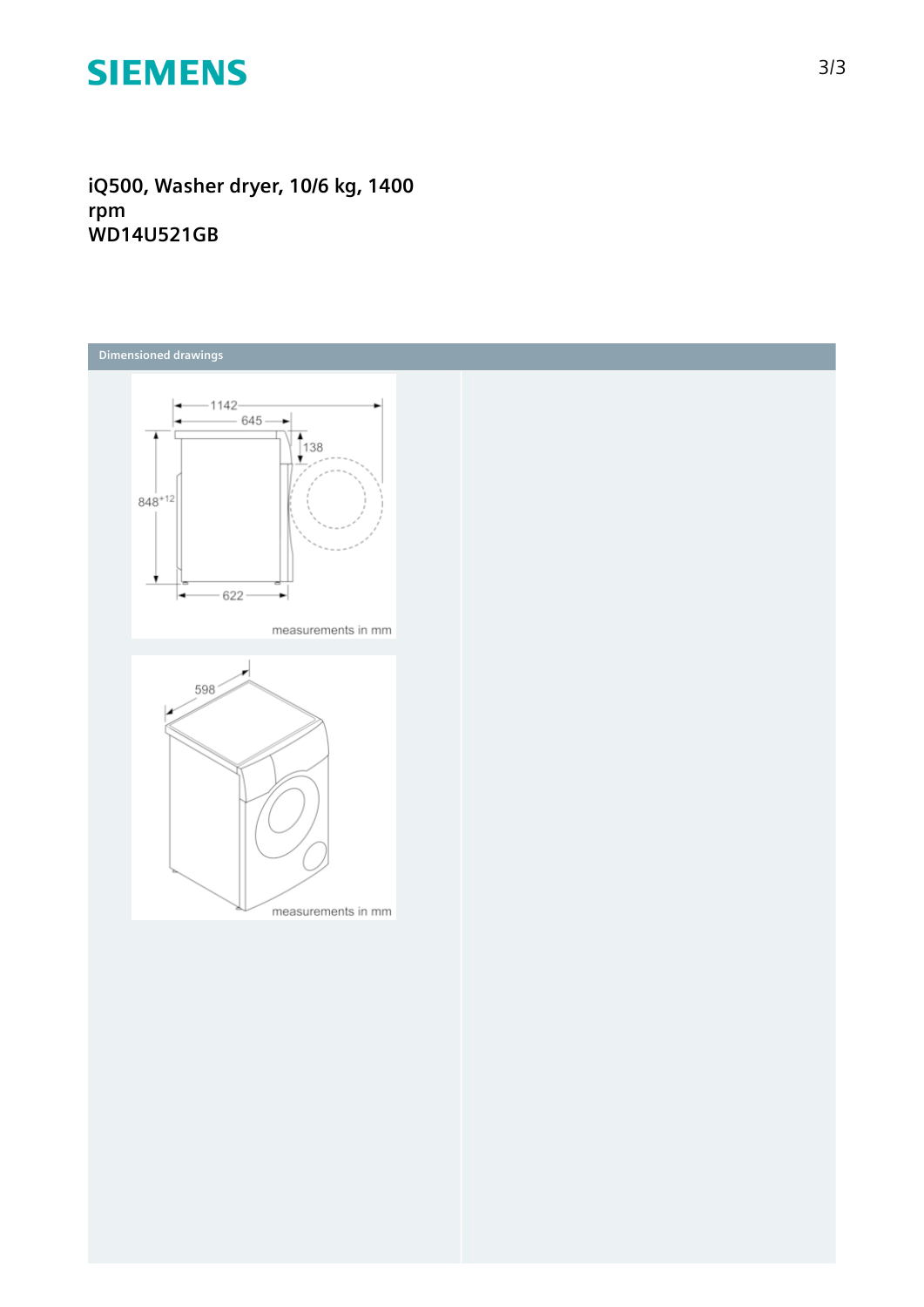**SIEMENS**

## iQ500, Washer dryer, 10/6 kg, 1400 rpm
## WD14U521GB

### Dimensioned drawings

1142
645
138
$848^{+12}$
622
measurements in mm

598
measurements in mm